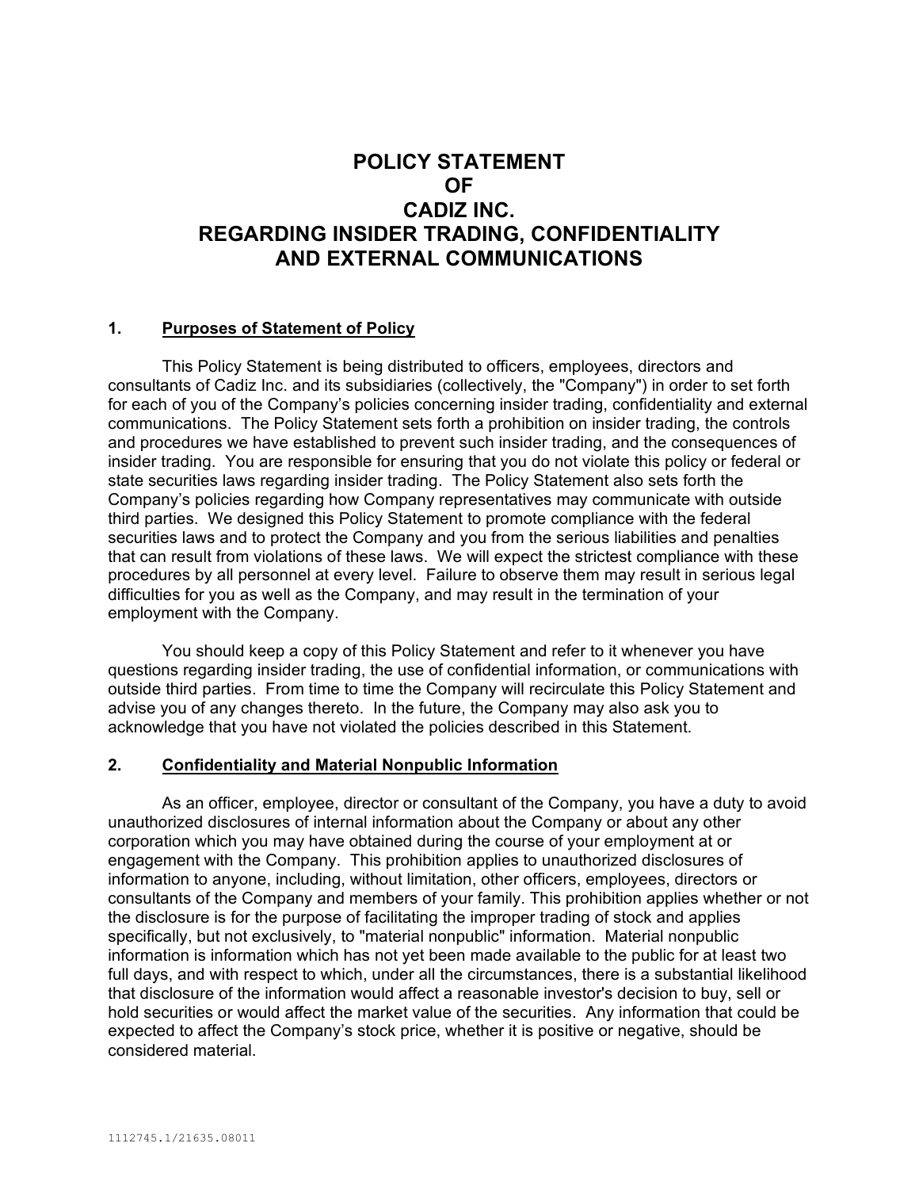# POLICY STATEMENT
# OF
# CADIZ INC.
# REGARDING INSIDER TRADING, CONFIDENTIALITY AND EXTERNAL COMMUNICATIONS

## 1. Purposes of Statement of Policy

This Policy Statement is being distributed to officers, employees, directors and consultants of Cadiz Inc. and its subsidiaries (collectively, the "Company") in order to set forth for each of you of the Company's policies concerning insider trading, confidentiality and external communications. The Policy Statement sets forth a prohibition on insider trading, the controls and procedures we have established to prevent such insider trading, and the consequences of insider trading. You are responsible for ensuring that you do not violate this policy or federal or state securities laws regarding insider trading. The Policy Statement also sets forth the Company's policies regarding how Company representatives may communicate with outside third parties. We designed this Policy Statement to promote compliance with the federal securities laws and to protect the Company and you from the serious liabilities and penalties that can result from violations of these laws. We will expect the strictest compliance with these procedures by all personnel at every level. Failure to observe them may result in serious legal difficulties for you as well as the Company, and may result in the termination of your employment with the Company.

You should keep a copy of this Policy Statement and refer to it whenever you have questions regarding insider trading, the use of confidential information, or communications with outside third parties. From time to time the Company will recirculate this Policy Statement and advise you of any changes thereto. In the future, the Company may also ask you to acknowledge that you have not violated the policies described in this Statement.

## 2. Confidentiality and Material Nonpublic Information

As an officer, employee, director or consultant of the Company, you have a duty to avoid unauthorized disclosures of internal information about the Company or about any other corporation which you may have obtained during the course of your employment at or engagement with the Company. This prohibition applies to unauthorized disclosures of information to anyone, including, without limitation, other officers, employees, directors or consultants of the Company and members of your family. This prohibition applies whether or not the disclosure is for the purpose of facilitating the improper trading of stock and applies specifically, but not exclusively, to "material nonpublic" information. Material nonpublic information is information which has not yet been made available to the public for at least two full days, and with respect to which, under all the circumstances, there is a substantial likelihood that disclosure of the information would affect a reasonable investor's decision to buy, sell or hold securities or would affect the market value of the securities. Any information that could be expected to affect the Company's stock price, whether it is positive or negative, should be considered material.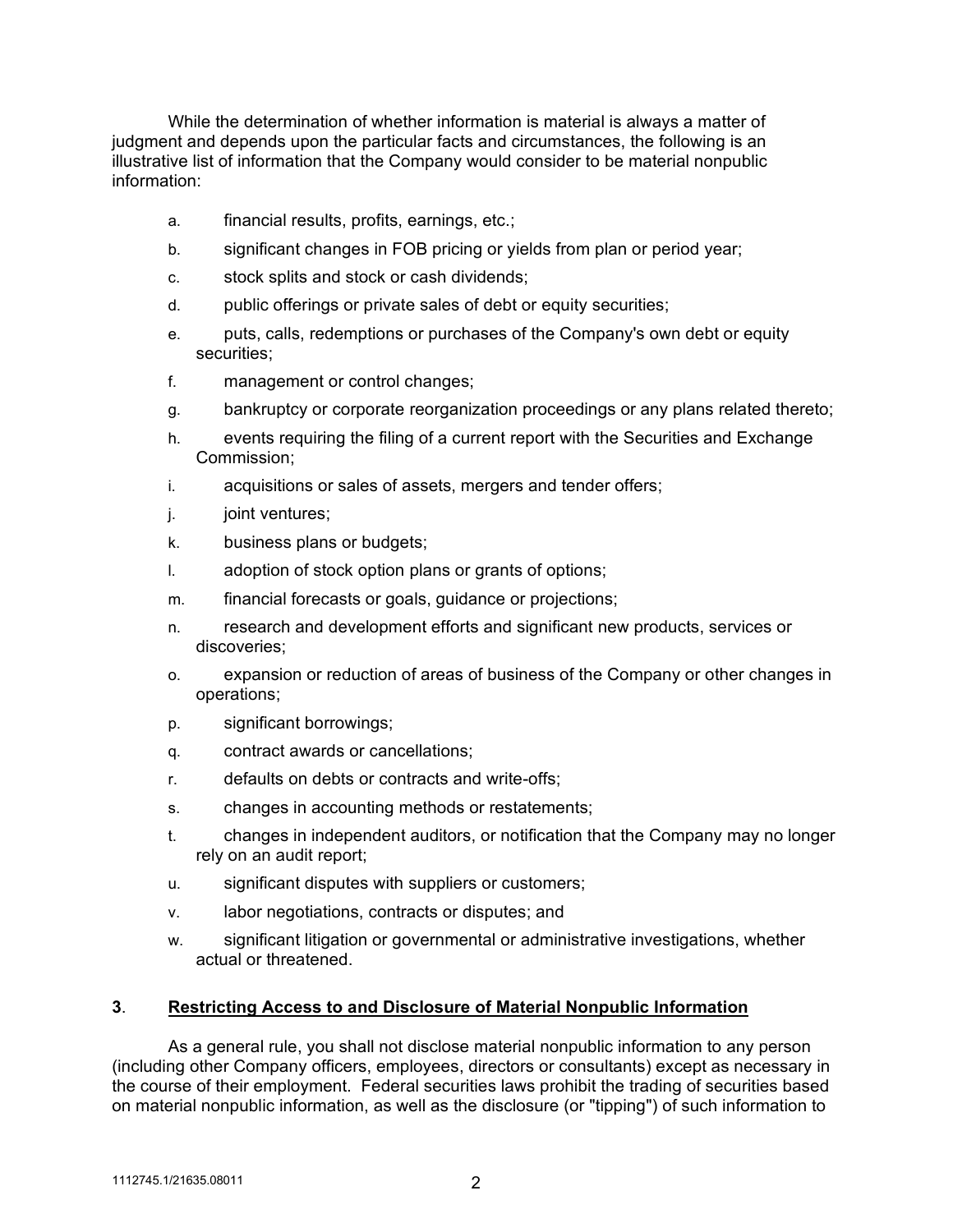While the determination of whether information is material is always a matter of judgment and depends upon the particular facts and circumstances, the following is an illustrative list of information that the Company would consider to be material nonpublic information:

a. financial results, profits, earnings, etc.;

b. significant changes in FOB pricing or yields from plan or period year;

c. stock splits and stock or cash dividends;

d. public offerings or private sales of debt or equity securities;

e. puts, calls, redemptions or purchases of the Company's own debt or equity securities;

f. management or control changes;

g. bankruptcy or corporate reorganization proceedings or any plans related thereto;

h. events requiring the filing of a current report with the Securities and Exchange Commission;

i. acquisitions or sales of assets, mergers and tender offers;

j. joint ventures;

k. business plans or budgets;

l. adoption of stock option plans or grants of options;

m. financial forecasts or goals, guidance or projections;

n. research and development efforts and significant new products, services or discoveries;

o. expansion or reduction of areas of business of the Company or other changes in operations;

p. significant borrowings;

q. contract awards or cancellations;

r. defaults on debts or contracts and write-offs;

s. changes in accounting methods or restatements;

t. changes in independent auditors, or notification that the Company may no longer rely on an audit report;

u. significant disputes with suppliers or customers;

v. labor negotiations, contracts or disputes; and

w. significant litigation or governmental or administrative investigations, whether actual or threatened.

## 3. Restricting Access to and Disclosure of Material Nonpublic Information

As a general rule, you shall not disclose material nonpublic information to any person (including other Company officers, employees, directors or consultants) except as necessary in the course of their employment. Federal securities laws prohibit the trading of securities based on material nonpublic information, as well as the disclosure (or "tipping") of such information to

1112745.1/21635.08011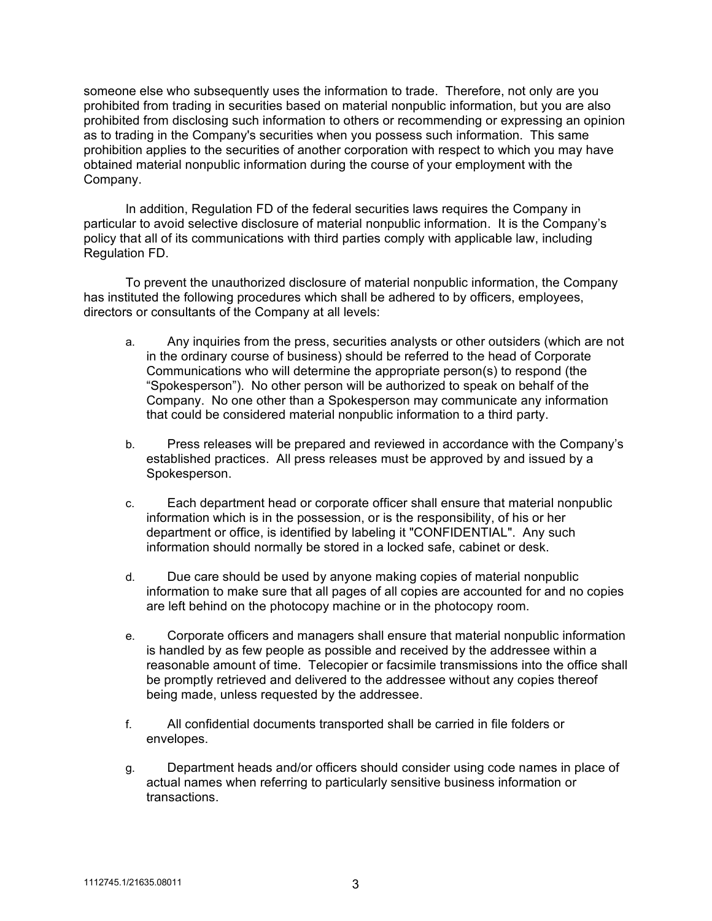someone else who subsequently uses the information to trade. Therefore, not only are you prohibited from trading in securities based on material nonpublic information, but you are also prohibited from disclosing such information to others or recommending or expressing an opinion as to trading in the Company's securities when you possess such information. This same prohibition applies to the securities of another corporation with respect to which you may have obtained material nonpublic information during the course of your employment with the Company.

In addition, Regulation FD of the federal securities laws requires the Company in particular to avoid selective disclosure of material nonpublic information. It is the Company's policy that all of its communications with third parties comply with applicable law, including Regulation FD.

To prevent the unauthorized disclosure of material nonpublic information, the Company has instituted the following procedures which shall be adhered to by officers, employees, directors or consultants of the Company at all levels:

a. Any inquiries from the press, securities analysts or other outsiders (which are not in the ordinary course of business) should be referred to the head of Corporate Communications who will determine the appropriate person(s) to respond (the "Spokesperson"). No other person will be authorized to speak on behalf of the Company. No one other than a Spokesperson may communicate any information that could be considered material nonpublic information to a third party.

b. Press releases will be prepared and reviewed in accordance with the Company's established practices. All press releases must be approved by and issued by a Spokesperson.

c. Each department head or corporate officer shall ensure that material nonpublic information which is in the possession, or is the responsibility, of his or her department or office, is identified by labeling it "CONFIDENTIAL". Any such information should normally be stored in a locked safe, cabinet or desk.

d. Due care should be used by anyone making copies of material nonpublic information to make sure that all pages of all copies are accounted for and no copies are left behind on the photocopy machine or in the photocopy room.

e. Corporate officers and managers shall ensure that material nonpublic information is handled by as few people as possible and received by the addressee within a reasonable amount of time. Telecopier or facsimile transmissions into the office shall be promptly retrieved and delivered to the addressee without any copies thereof being made, unless requested by the addressee.

f. All confidential documents transported shall be carried in file folders or envelopes.

g. Department heads and/or officers should consider using code names in place of actual names when referring to particularly sensitive business information or transactions.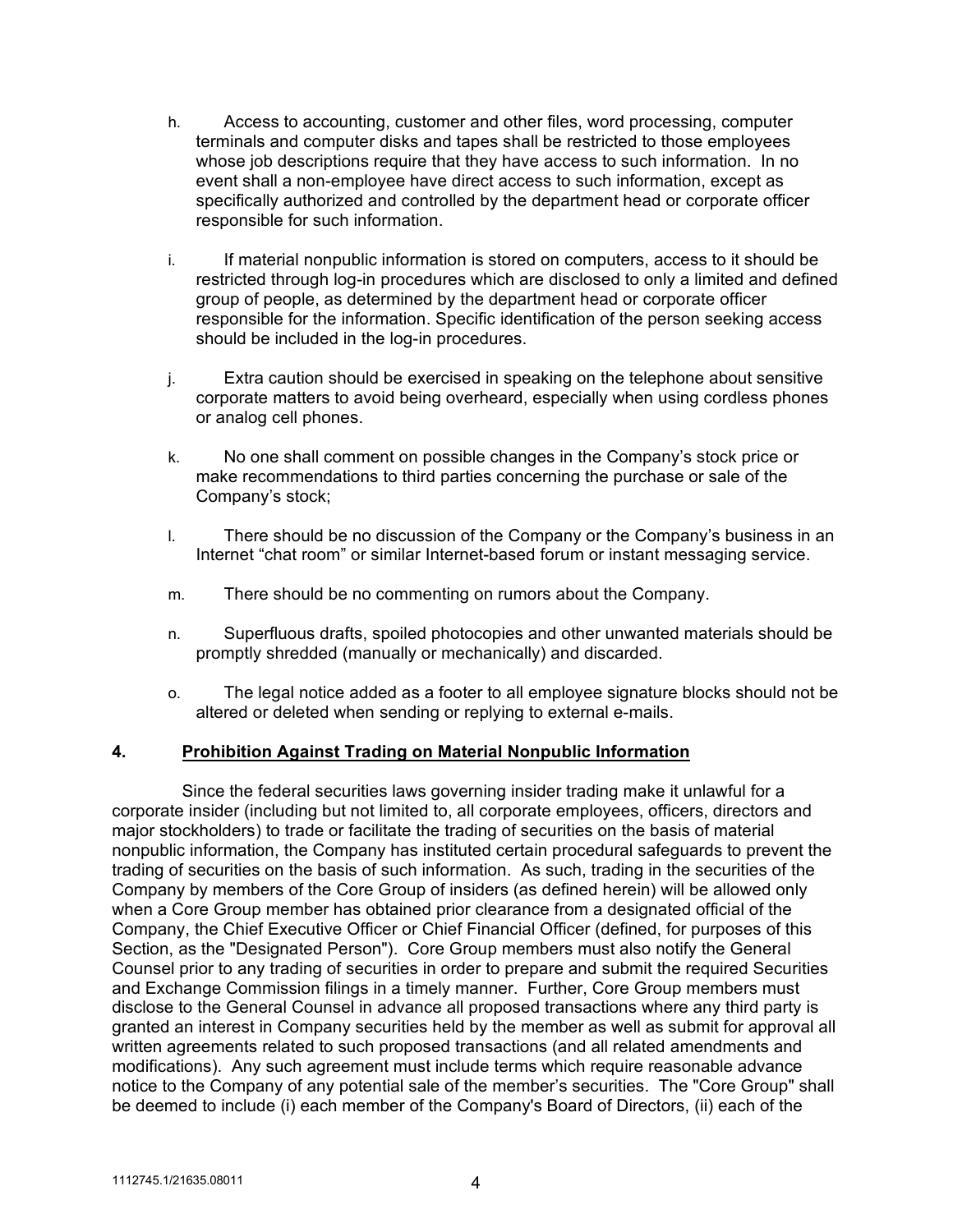h. Access to accounting, customer and other files, word processing, computer terminals and computer disks and tapes shall be restricted to those employees whose job descriptions require that they have access to such information. In no event shall a non-employee have direct access to such information, except as specifically authorized and controlled by the department head or corporate officer responsible for such information.

i. If material nonpublic information is stored on computers, access to it should be restricted through log-in procedures which are disclosed to only a limited and defined group of people, as determined by the department head or corporate officer responsible for the information. Specific identification of the person seeking access should be included in the log-in procedures.

j. Extra caution should be exercised in speaking on the telephone about sensitive corporate matters to avoid being overheard, especially when using cordless phones or analog cell phones.

k. No one shall comment on possible changes in the Company's stock price or make recommendations to third parties concerning the purchase or sale of the Company's stock;

l. There should be no discussion of the Company or the Company's business in an Internet "chat room" or similar Internet-based forum or instant messaging service.

m. There should be no commenting on rumors about the Company.

n. Superfluous drafts, spoiled photocopies and other unwanted materials should be promptly shredded (manually or mechanically) and discarded.

o. The legal notice added as a footer to all employee signature blocks should not be altered or deleted when sending or replying to external e-mails.

## 4. Prohibition Against Trading on Material Nonpublic Information

Since the federal securities laws governing insider trading make it unlawful for a corporate insider (including but not limited to, all corporate employees, officers, directors and major stockholders) to trade or facilitate the trading of securities on the basis of material nonpublic information, the Company has instituted certain procedural safeguards to prevent the trading of securities on the basis of such information. As such, trading in the securities of the Company by members of the Core Group of insiders (as defined herein) will be allowed only when a Core Group member has obtained prior clearance from a designated official of the Company, the Chief Executive Officer or Chief Financial Officer (defined, for purposes of this Section, as the "Designated Person"). Core Group members must also notify the General Counsel prior to any trading of securities in order to prepare and submit the required Securities and Exchange Commission filings in a timely manner. Further, Core Group members must disclose to the General Counsel in advance all proposed transactions where any third party is granted an interest in Company securities held by the member as well as submit for approval all written agreements related to such proposed transactions (and all related amendments and modifications). Any such agreement must include terms which require reasonable advance notice to the Company of any potential sale of the member's securities. The "Core Group" shall be deemed to include (i) each member of the Company's Board of Directors, (ii) each of the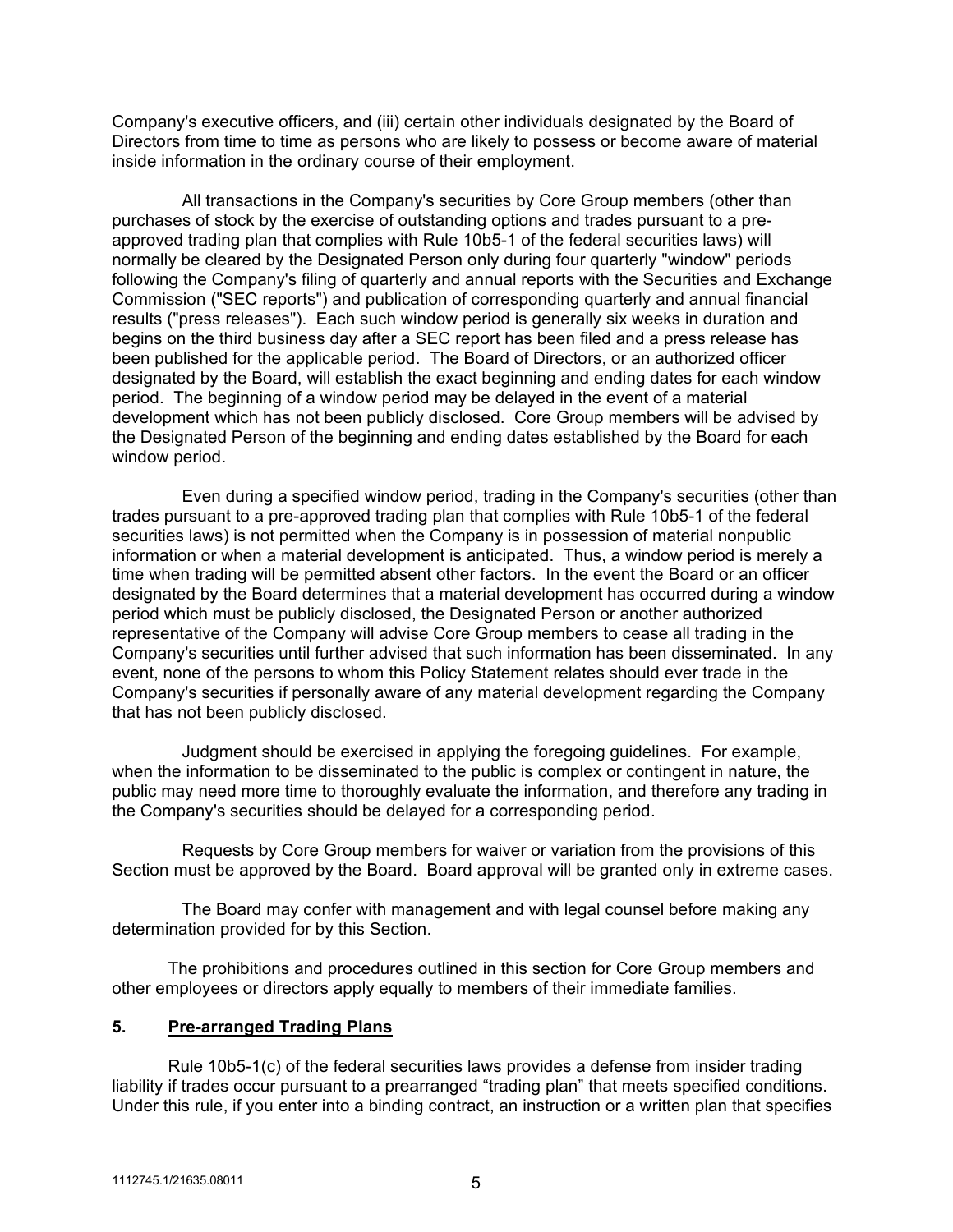Company's executive officers, and (iii) certain other individuals designated by the Board of Directors from time to time as persons who are likely to possess or become aware of material inside information in the ordinary course of their employment.

All transactions in the Company's securities by Core Group members (other than purchases of stock by the exercise of outstanding options and trades pursuant to a pre-approved trading plan that complies with Rule 10b5-1 of the federal securities laws) will normally be cleared by the Designated Person only during four quarterly "window" periods following the Company's filing of quarterly and annual reports with the Securities and Exchange Commission ("SEC reports") and publication of corresponding quarterly and annual financial results ("press releases"). Each such window period is generally six weeks in duration and begins on the third business day after a SEC report has been filed and a press release has been published for the applicable period. The Board of Directors, or an authorized officer designated by the Board, will establish the exact beginning and ending dates for each window period. The beginning of a window period may be delayed in the event of a material development which has not been publicly disclosed. Core Group members will be advised by the Designated Person of the beginning and ending dates established by the Board for each window period.

Even during a specified window period, trading in the Company's securities (other than trades pursuant to a pre-approved trading plan that complies with Rule 10b5-1 of the federal securities laws) is not permitted when the Company is in possession of material nonpublic information or when a material development is anticipated. Thus, a window period is merely a time when trading will be permitted absent other factors. In the event the Board or an officer designated by the Board determines that a material development has occurred during a window period which must be publicly disclosed, the Designated Person or another authorized representative of the Company will advise Core Group members to cease all trading in the Company's securities until further advised that such information has been disseminated. In any event, none of the persons to whom this Policy Statement relates should ever trade in the Company's securities if personally aware of any material development regarding the Company that has not been publicly disclosed.

Judgment should be exercised in applying the foregoing guidelines. For example, when the information to be disseminated to the public is complex or contingent in nature, the public may need more time to thoroughly evaluate the information, and therefore any trading in the Company's securities should be delayed for a corresponding period.

Requests by Core Group members for waiver or variation from the provisions of this Section must be approved by the Board. Board approval will be granted only in extreme cases.

The Board may confer with management and with legal counsel before making any determination provided for by this Section.

The prohibitions and procedures outlined in this section for Core Group members and other employees or directors apply equally to members of their immediate families.

## 5. Pre-arranged Trading Plans

Rule 10b5-1(c) of the federal securities laws provides a defense from insider trading liability if trades occur pursuant to a prearranged "trading plan" that meets specified conditions. Under this rule, if you enter into a binding contract, an instruction or a written plan that specifies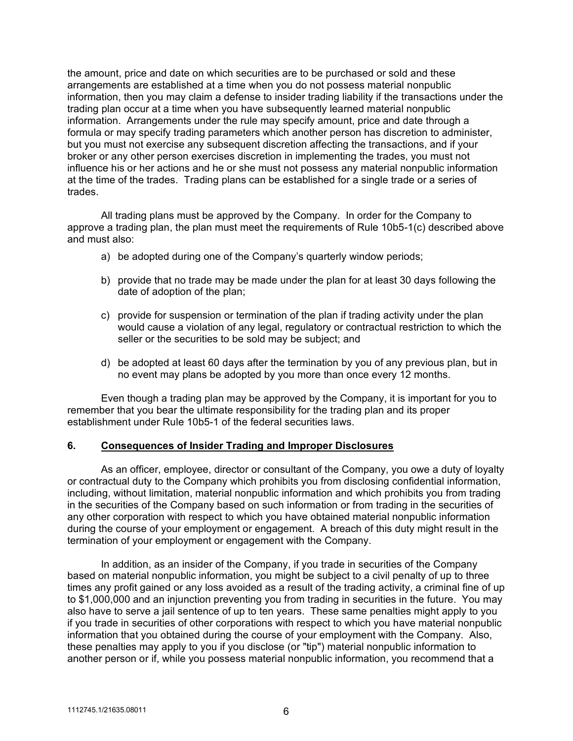the amount, price and date on which securities are to be purchased or sold and these arrangements are established at a time when you do not possess material nonpublic information, then you may claim a defense to insider trading liability if the transactions under the trading plan occur at a time when you have subsequently learned material nonpublic information. Arrangements under the rule may specify amount, price and date through a formula or may specify trading parameters which another person has discretion to administer, but you must not exercise any subsequent discretion affecting the transactions, and if your broker or any other person exercises discretion in implementing the trades, you must not influence his or her actions and he or she must not possess any material nonpublic information at the time of the trades. Trading plans can be established for a single trade or a series of trades.

All trading plans must be approved by the Company. In order for the Company to approve a trading plan, the plan must meet the requirements of Rule 10b5-1(c) described above and must also:

a) be adopted during one of the Company's quarterly window periods;

b) provide that no trade may be made under the plan for at least 30 days following the date of adoption of the plan;

c) provide for suspension or termination of the plan if trading activity under the plan would cause a violation of any legal, regulatory or contractual restriction to which the seller or the securities to be sold may be subject; and

d) be adopted at least 60 days after the termination by you of any previous plan, but in no event may plans be adopted by you more than once every 12 months.

Even though a trading plan may be approved by the Company, it is important for you to remember that you bear the ultimate responsibility for the trading plan and its proper establishment under Rule 10b5-1 of the federal securities laws.

## 6. <u>Consequences of Insider Trading and Improper Disclosures</u>

As an officer, employee, director or consultant of the Company, you owe a duty of loyalty or contractual duty to the Company which prohibits you from disclosing confidential information, including, without limitation, material nonpublic information and which prohibits you from trading in the securities of the Company based on such information or from trading in the securities of any other corporation with respect to which you have obtained material nonpublic information during the course of your employment or engagement. A breach of this duty might result in the termination of your employment or engagement with the Company.

In addition, as an insider of the Company, if you trade in securities of the Company based on material nonpublic information, you might be subject to a civil penalty of up to three times any profit gained or any loss avoided as a result of the trading activity, a criminal fine of up to $1,000,000 and an injunction preventing you from trading in securities in the future. You may also have to serve a jail sentence of up to ten years. These same penalties might apply to you if you trade in securities of other corporations with respect to which you have material nonpublic information that you obtained during the course of your employment with the Company. Also, these penalties may apply to you if you disclose (or "tip") material nonpublic information to another person or if, while you possess material nonpublic information, you recommend that a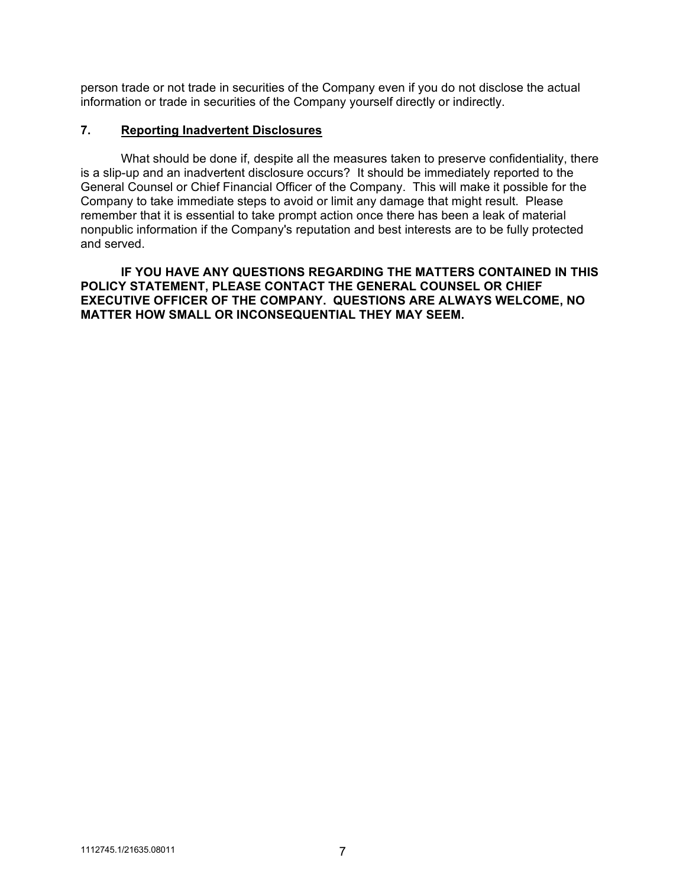person trade or not trade in securities of the Company even if you do not disclose the actual information or trade in securities of the Company yourself directly or indirectly.

## 7. Reporting Inadvertent Disclosures

What should be done if, despite all the measures taken to preserve confidentiality, there is a slip-up and an inadvertent disclosure occurs? It should be immediately reported to the General Counsel or Chief Financial Officer of the Company. This will make it possible for the Company to take immediate steps to avoid or limit any damage that might result. Please remember that it is essential to take prompt action once there has been a leak of material nonpublic information if the Company's reputation and best interests are to be fully protected and served.

**IF YOU HAVE ANY QUESTIONS REGARDING THE MATTERS CONTAINED IN THIS POLICY STATEMENT, PLEASE CONTACT THE GENERAL COUNSEL OR CHIEF EXECUTIVE OFFICER OF THE COMPANY. QUESTIONS ARE ALWAYS WELCOME, NO MATTER HOW SMALL OR INCONSEQUENTIAL THEY MAY SEEM.**

1112745.1/21635.08011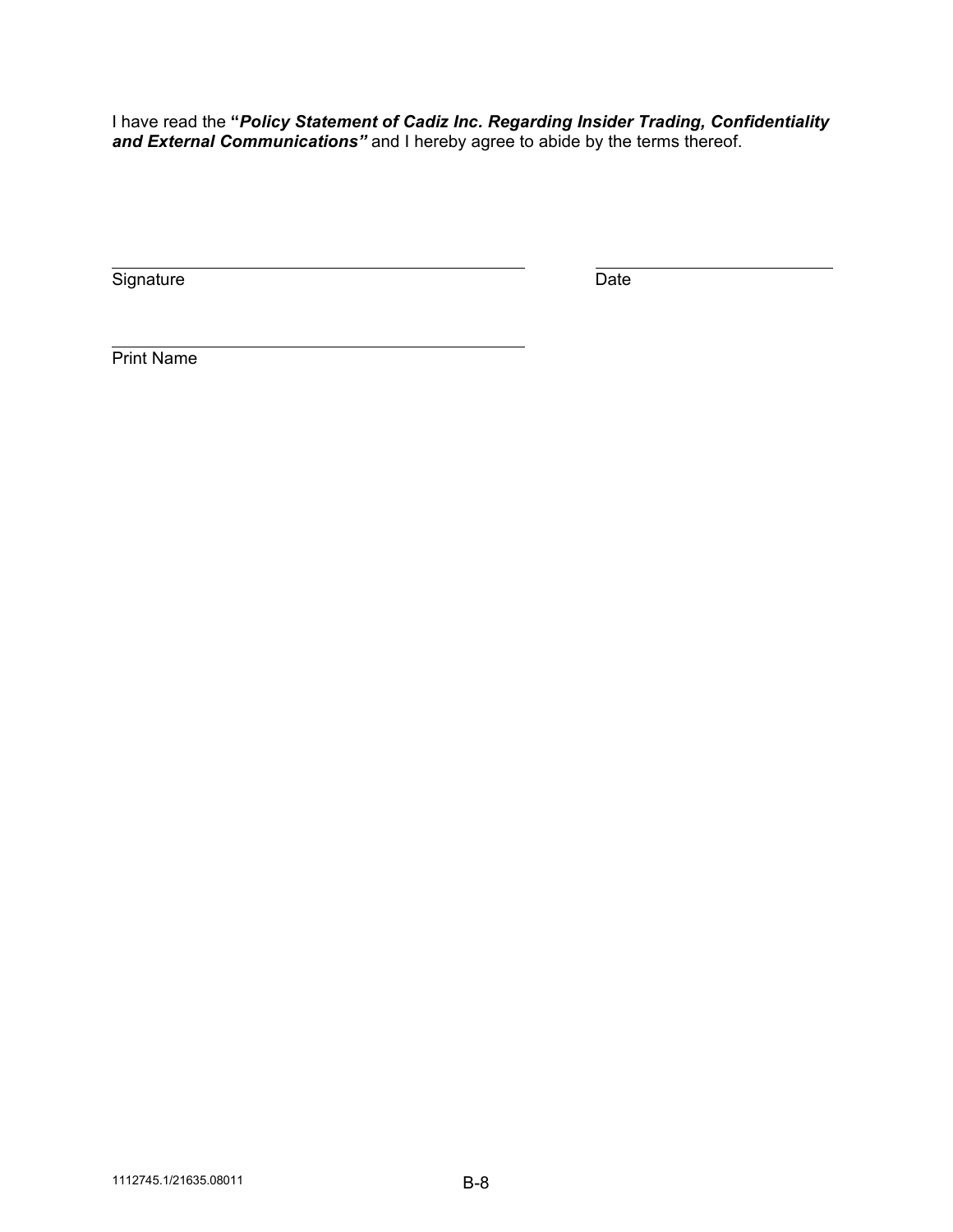I have read the ***"Policy Statement of Cadiz Inc. Regarding Insider Trading, Confidentiality and External Communications"*** and I hereby agree to abide by the terms thereof.

\_\_\_\_\_\_\_\_\_\_\_\_\_\_\_\_\_\_\_\_\_\_\_\_\_\_\_\_\_\_\_\_\_\_\_\_\_\_\_\_
Signature

\_\_\_\_\_\_\_\_\_\_\_\_\_\_\_\_\_\_\_\_\_\_\_\_
Date

\_\_\_\_\_\_\_\_\_\_\_\_\_\_\_\_\_\_\_\_\_\_\_\_\_\_\_\_\_\_\_\_\_\_\_\_\_\_\_\_
Print Name

1112745.1/21635.08011